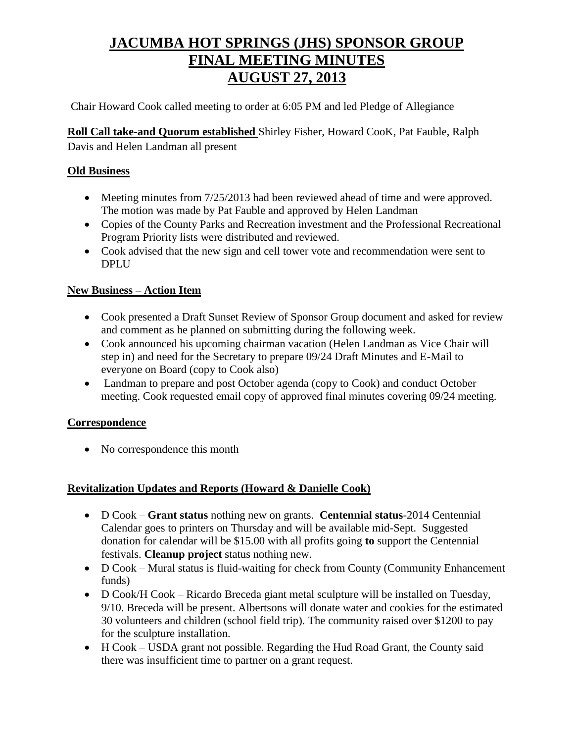# JACUMBA HOT SPRINGS (JHS) SPONSOR GROUP FINAL MEETING MINUTES AUGUST 27, 2013

Chair Howard Cook called meeting to order at 6:05 PM and led Pledge of Allegiance

**Roll Call take-and Quorum established** Shirley Fisher, Howard CooK, Pat Fauble, Ralph Davis and Helen Landman all present

**Old Business**

- Meeting minutes from 7/25/2013 had been reviewed ahead of time and were approved. The motion was made by Pat Fauble and approved by Helen Landman
- Copies of the County Parks and Recreation investment and the Professional Recreational Program Priority lists were distributed and reviewed.
- Cook advised that the new sign and cell tower vote and recommendation were sent to DPLU

**New Business – Action Item**

- Cook presented a Draft Sunset Review of Sponsor Group document and asked for review and comment as he planned on submitting during the following week.
- Cook announced his upcoming chairman vacation (Helen Landman as Vice Chair will step in) and need for the Secretary to prepare 09/24 Draft Minutes and E-Mail to everyone on Board (copy to Cook also)
- Landman to prepare and post October agenda (copy to Cook) and conduct October meeting. Cook requested email copy of approved final minutes covering 09/24 meeting.

**Correspondence**

- No correspondence this month

**Revitalization Updates and Reports (Howard & Danielle Cook)**

- D Cook – **Grant status** nothing new on grants. **Centennial status**-2014 Centennial Calendar goes to printers on Thursday and will be available mid-Sept. Suggested donation for calendar will be $15.00 with all profits going **to** support the Centennial festivals. **Cleanup project** status nothing new.
- D Cook – Mural status is fluid-waiting for check from County (Community Enhancement funds)
- D Cook/H Cook – Ricardo Breceda giant metal sculpture will be installed on Tuesday, 9/10. Breceda will be present. Albertsons will donate water and cookies for the estimated 30 volunteers and children (school field trip). The community raised over $1200 to pay for the sculpture installation.
- H Cook – USDA grant not possible. Regarding the Hud Road Grant, the County said there was insufficient time to partner on a grant request.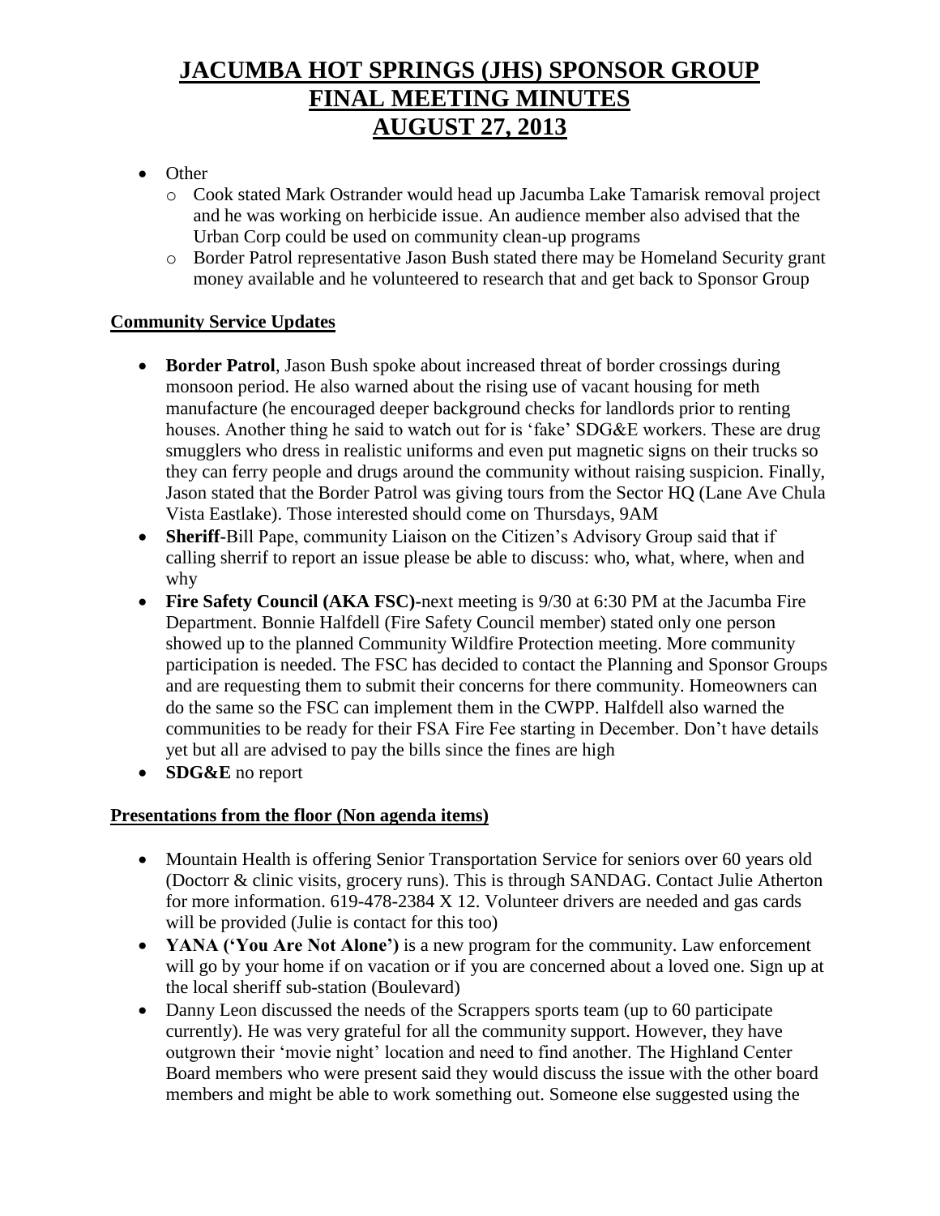# JACUMBA HOT SPRINGS (JHS) SPONSOR GROUP FINAL MEETING MINUTES AUGUST 27, 2013

- Other
  - Cook stated Mark Ostrander would head up Jacumba Lake Tamarisk removal project and he was working on herbicide issue. An audience member also advised that the Urban Corp could be used on community clean-up programs
  - Border Patrol representative Jason Bush stated there may be Homeland Security grant money available and he volunteered to research that and get back to Sponsor Group

## Community Service Updates

- **Border Patrol**, Jason Bush spoke about increased threat of border crossings during monsoon period. He also warned about the rising use of vacant housing for meth manufacture (he encouraged deeper background checks for landlords prior to renting houses. Another thing he said to watch out for is 'fake' SDG&E workers. These are drug smugglers who dress in realistic uniforms and even put magnetic signs on their trucks so they can ferry people and drugs around the community without raising suspicion. Finally, Jason stated that the Border Patrol was giving tours from the Sector HQ (Lane Ave Chula Vista Eastlake). Those interested should come on Thursdays, 9AM
- **Sheriff**-Bill Pape, community Liaison on the Citizen's Advisory Group said that if calling sherrif to report an issue please be able to discuss: who, what, where, when and why
- **Fire Safety Council (AKA FSC)**-next meeting is 9/30 at 6:30 PM at the Jacumba Fire Department. Bonnie Halfdell (Fire Safety Council member) stated only one person showed up to the planned Community Wildfire Protection meeting. More community participation is needed. The FSC has decided to contact the Planning and Sponsor Groups and are requesting them to submit their concerns for there community. Homeowners can do the same so the FSC can implement them in the CWPP. Halfdell also warned the communities to be ready for their FSA Fire Fee starting in December. Don't have details yet but all are advised to pay the bills since the fines are high
- **SDG&E** no report

## Presentations from the floor (Non agenda items)

- Mountain Health is offering Senior Transportation Service for seniors over 60 years old (Doctorr & clinic visits, grocery runs). This is through SANDAG. Contact Julie Atherton for more information. 619-478-2384 X 12. Volunteer drivers are needed and gas cards will be provided (Julie is contact for this too)
- **YANA ('You Are Not Alone')** is a new program for the community. Law enforcement will go by your home if on vacation or if you are concerned about a loved one. Sign up at the local sheriff sub-station (Boulevard)
- Danny Leon discussed the needs of the Scrappers sports team (up to 60 participate currently). He was very grateful for all the community support. However, they have outgrown their 'movie night' location and need to find another. The Highland Center Board members who were present said they would discuss the issue with the other board members and might be able to work something out. Someone else suggested using the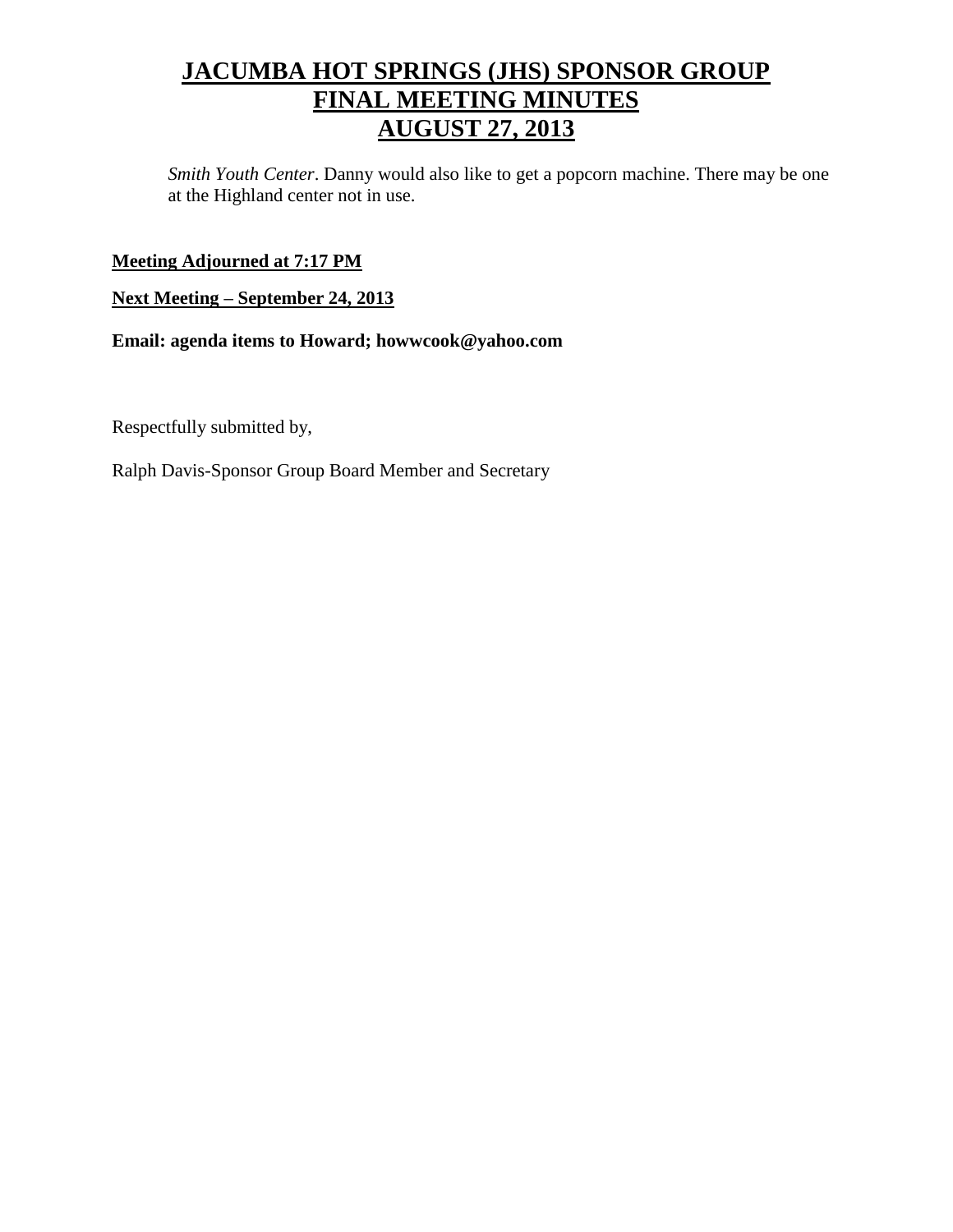# JACUMBA HOT SPRINGS (JHS) SPONSOR GROUP
# FINAL MEETING MINUTES
# AUGUST 27, 2013

*Smith Youth Center*. Danny would also like to get a popcorn machine. There may be one at the Highland center not in use.

**Meeting Adjourned at 7:17 PM**

**Next Meeting – September 24, 2013**

**Email: agenda items to Howard; howwcook@yahoo.com**

Respectfully submitted by,

Ralph Davis-Sponsor Group Board Member and Secretary